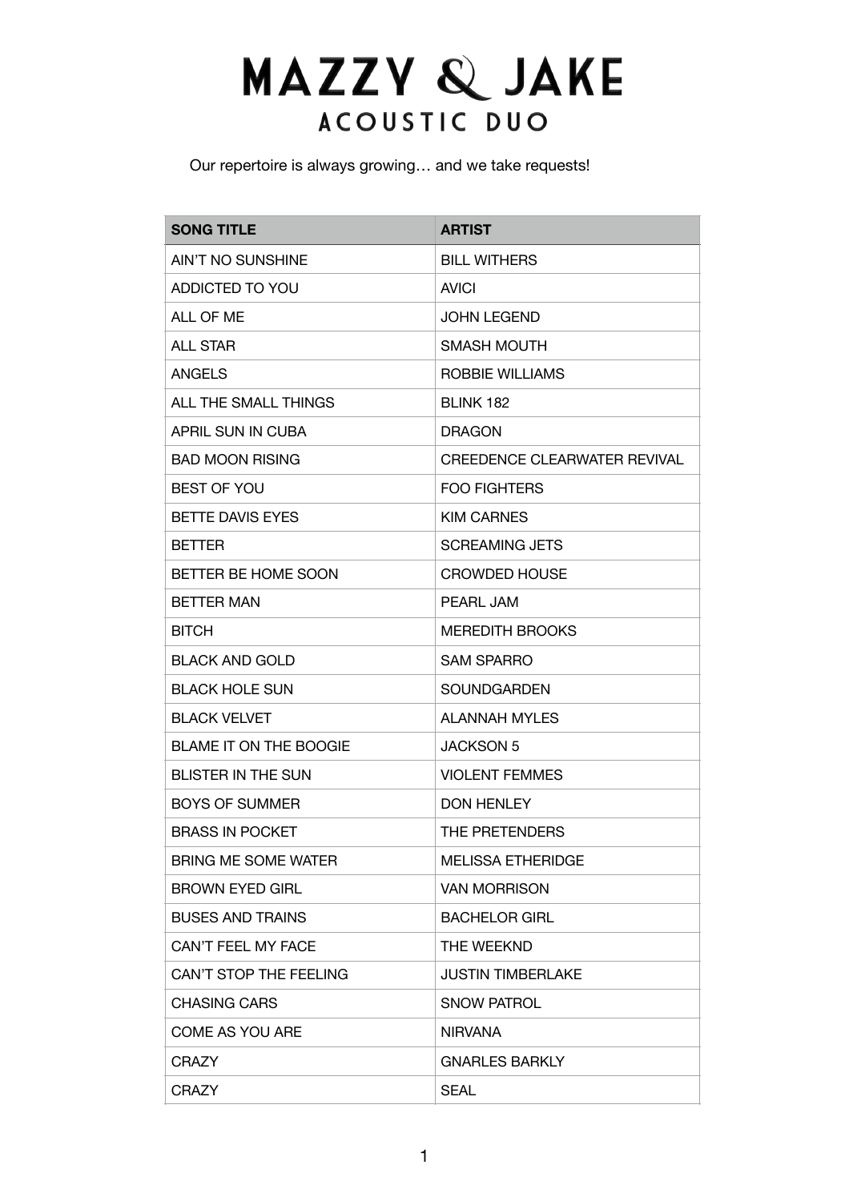# MAZZY & JAKE
## ACOUSTIC DUO

Our repertoire is always growing… and we take requests!

| SONG TITLE | ARTIST |
|---|---|
| AIN'T NO SUNSHINE | BILL WITHERS |
| ADDICTED TO YOU | AVICI |
| ALL OF ME | JOHN LEGEND |
| ALL STAR | SMASH MOUTH |
| ANGELS | ROBBIE WILLIAMS |
| ALL THE SMALL THINGS | BLINK 182 |
| APRIL SUN IN CUBA | DRAGON |
| BAD MOON RISING | CREEDENCE CLEARWATER REVIVAL |
| BEST OF YOU | FOO FIGHTERS |
| BETTE DAVIS EYES | KIM CARNES |
| BETTER | SCREAMING JETS |
| BETTER BE HOME SOON | CROWDED HOUSE |
| BETTER MAN | PEARL JAM |
| BITCH | MEREDITH BROOKS |
| BLACK AND GOLD | SAM SPARRO |
| BLACK HOLE SUN | SOUNDGARDEN |
| BLACK VELVET | ALANNAH MYLES |
| BLAME IT ON THE BOOGIE | JACKSON 5 |
| BLISTER IN THE SUN | VIOLENT FEMMES |
| BOYS OF SUMMER | DON HENLEY |
| BRASS IN POCKET | THE PRETENDERS |
| BRING ME SOME WATER | MELISSA ETHERIDGE |
| BROWN EYED GIRL | VAN MORRISON |
| BUSES AND TRAINS | BACHELOR GIRL |
| CAN'T FEEL MY FACE | THE WEEKND |
| CAN'T STOP THE FEELING | JUSTIN TIMBERLAKE |
| CHASING CARS | SNOW PATROL |
| COME AS YOU ARE | NIRVANA |
| CRAZY | GNARLES BARKLY |
| CRAZY | SEAL |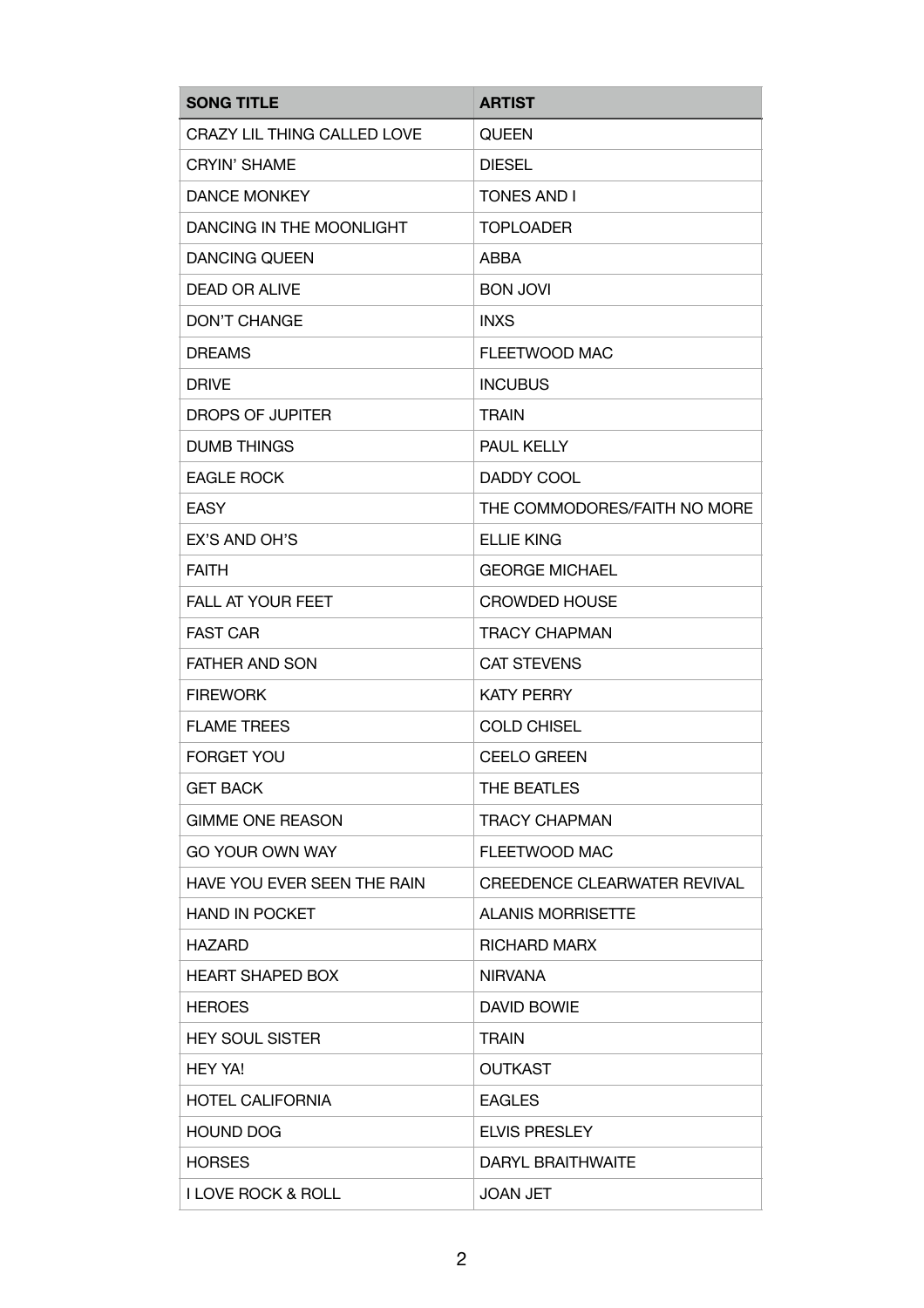| SONG TITLE | ARTIST |
|---|---|
| CRAZY LIL THING CALLED LOVE | QUEEN |
| CRYIN' SHAME | DIESEL |
| DANCE MONKEY | TONES AND I |
| DANCING IN THE MOONLIGHT | TOPLOADER |
| DANCING QUEEN | ABBA |
| DEAD OR ALIVE | BON JOVI |
| DON'T CHANGE | INXS |
| DREAMS | FLEETWOOD MAC |
| DRIVE | INCUBUS |
| DROPS OF JUPITER | TRAIN |
| DUMB THINGS | PAUL KELLY |
| EAGLE ROCK | DADDY COOL |
| EASY | THE COMMODORES/FAITH NO MORE |
| EX'S AND OH'S | ELLIE KING |
| FAITH | GEORGE MICHAEL |
| FALL AT YOUR FEET | CROWDED HOUSE |
| FAST CAR | TRACY CHAPMAN |
| FATHER AND SON | CAT STEVENS |
| FIREWORK | KATY PERRY |
| FLAME TREES | COLD CHISEL |
| FORGET YOU | CEELO GREEN |
| GET BACK | THE BEATLES |
| GIMME ONE REASON | TRACY CHAPMAN |
| GO YOUR OWN WAY | FLEETWOOD MAC |
| HAVE YOU EVER SEEN THE RAIN | CREEDENCE CLEARWATER REVIVAL |
| HAND IN POCKET | ALANIS MORRISETTE |
| HAZARD | RICHARD MARX |
| HEART SHAPED BOX | NIRVANA |
| HEROES | DAVID BOWIE |
| HEY SOUL SISTER | TRAIN |
| HEY YA! | OUTKAST |
| HOTEL CALIFORNIA | EAGLES |
| HOUND DOG | ELVIS PRESLEY |
| HORSES | DARYL BRAITHWAITE |
| I LOVE ROCK & ROLL | JOAN JET |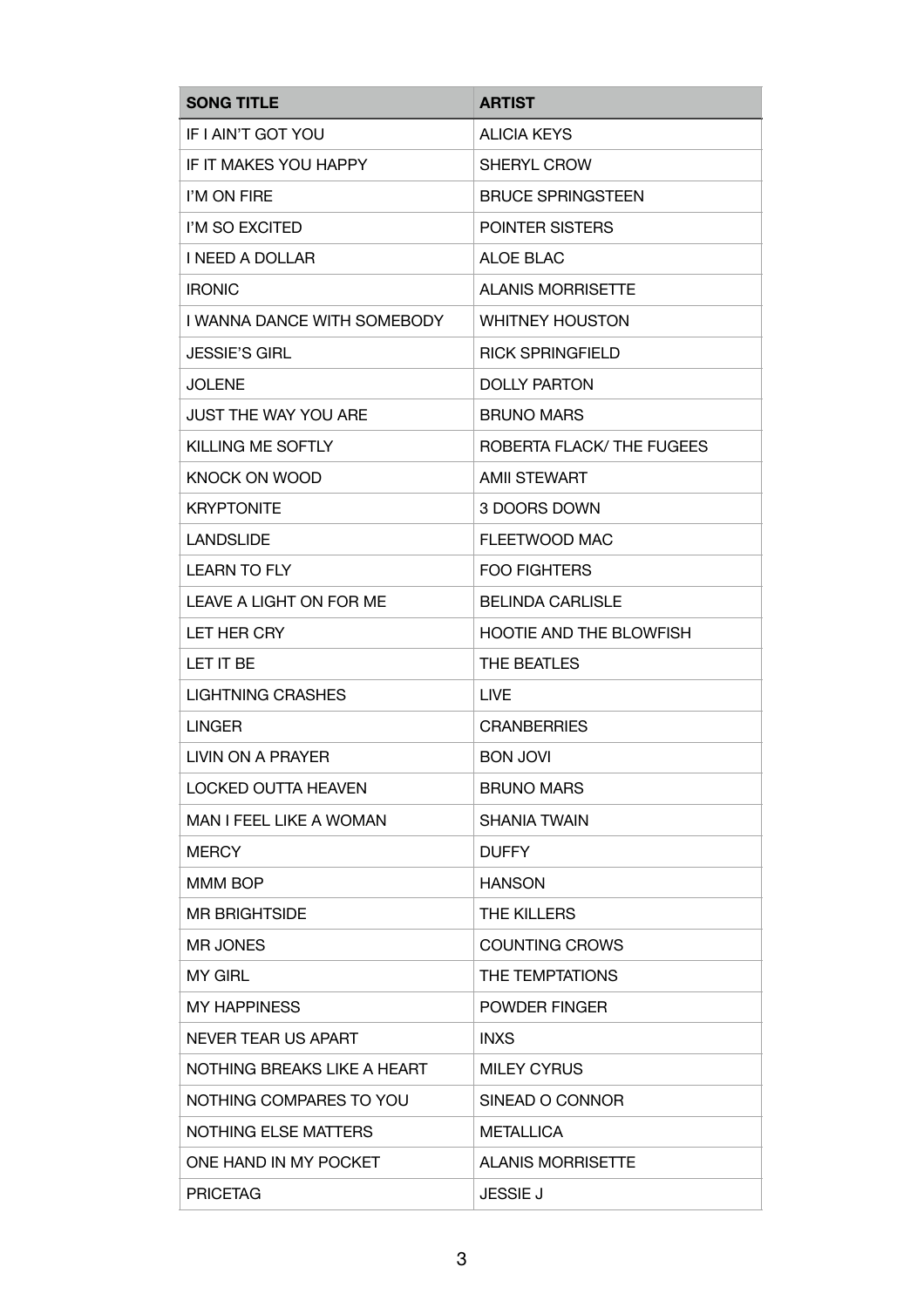| SONG TITLE | ARTIST |
| --- | --- |
| IF I AIN'T GOT YOU | ALICIA KEYS |
| IF IT MAKES YOU HAPPY | SHERYL CROW |
| I'M ON FIRE | BRUCE SPRINGSTEEN |
| I'M SO EXCITED | POINTER SISTERS |
| I NEED A DOLLAR | ALOE BLAC |
| IRONIC | ALANIS MORRISETTE |
| I WANNA DANCE WITH SOMEBODY | WHITNEY HOUSTON |
| JESSIE'S GIRL | RICK SPRINGFIELD |
| JOLENE | DOLLY PARTON |
| JUST THE WAY YOU ARE | BRUNO MARS |
| KILLING ME SOFTLY | ROBERTA FLACK/ THE FUGEES |
| KNOCK ON WOOD | AMII STEWART |
| KRYPTONITE | 3 DOORS DOWN |
| LANDSLIDE | FLEETWOOD MAC |
| LEARN TO FLY | FOO FIGHTERS |
| LEAVE A LIGHT ON FOR ME | BELINDA CARLISLE |
| LET HER CRY | HOOTIE AND THE BLOWFISH |
| LET IT BE | THE BEATLES |
| LIGHTNING CRASHES | LIVE |
| LINGER | CRANBERRIES |
| LIVIN ON A PRAYER | BON JOVI |
| LOCKED OUTTA HEAVEN | BRUNO MARS |
| MAN I FEEL LIKE A WOMAN | SHANIA TWAIN |
| MERCY | DUFFY |
| MMM BOP | HANSON |
| MR BRIGHTSIDE | THE KILLERS |
| MR JONES | COUNTING CROWS |
| MY GIRL | THE TEMPTATIONS |
| MY HAPPINESS | POWDER FINGER |
| NEVER TEAR US APART | INXS |
| NOTHING BREAKS LIKE A HEART | MILEY CYRUS |
| NOTHING COMPARES TO YOU | SINEAD O CONNOR |
| NOTHING ELSE MATTERS | METALLICA |
| ONE HAND IN MY POCKET | ALANIS MORRISETTE |
| PRICETAG | JESSIE J |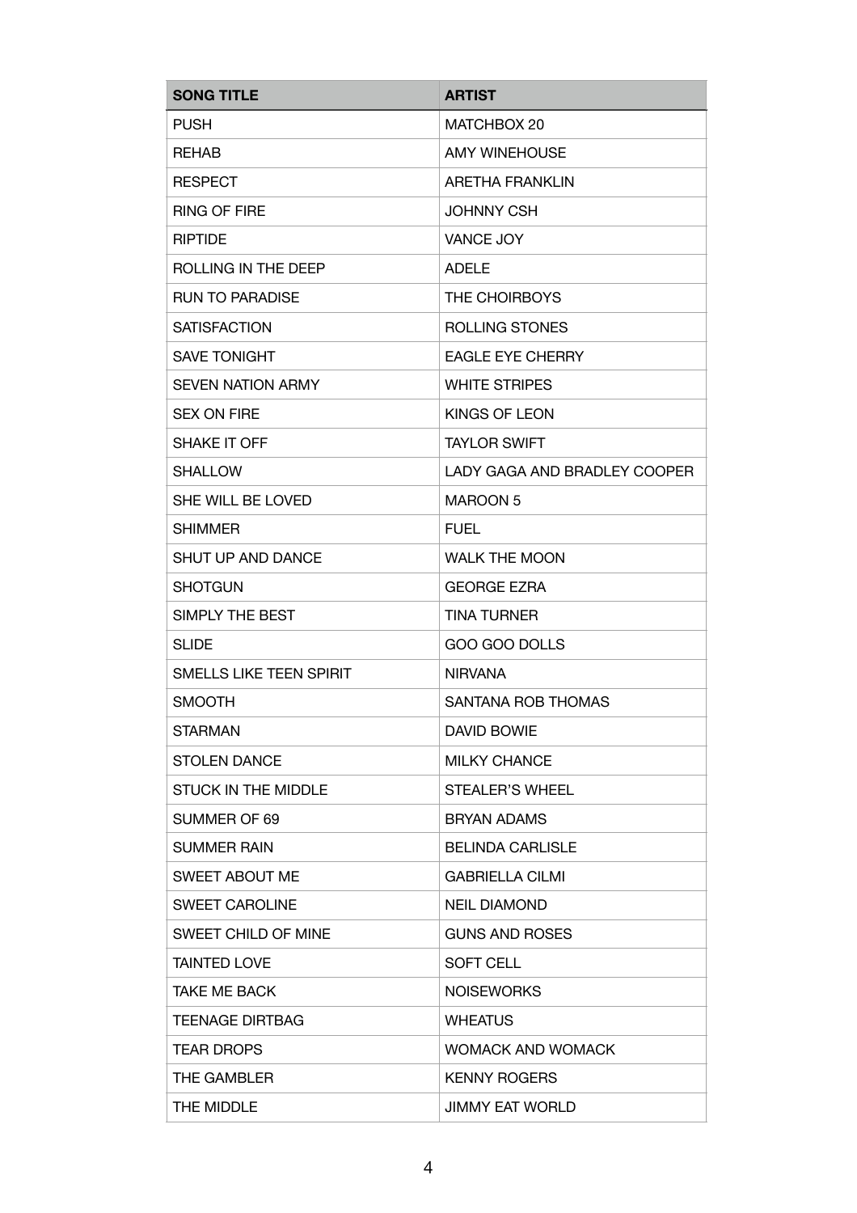| SONG TITLE | ARTIST |
| --- | --- |
| PUSH | MATCHBOX 20 |
| REHAB | AMY WINEHOUSE |
| RESPECT | ARETHA FRANKLIN |
| RING OF FIRE | JOHNNY CSH |
| RIPTIDE | VANCE JOY |
| ROLLING IN THE DEEP | ADELE |
| RUN TO PARADISE | THE CHOIRBOYS |
| SATISFACTION | ROLLING STONES |
| SAVE TONIGHT | EAGLE EYE CHERRY |
| SEVEN NATION ARMY | WHITE STRIPES |
| SEX ON FIRE | KINGS OF LEON |
| SHAKE IT OFF | TAYLOR SWIFT |
| SHALLOW | LADY GAGA AND BRADLEY COOPER |
| SHE WILL BE LOVED | MAROON 5 |
| SHIMMER | FUEL |
| SHUT UP AND DANCE | WALK THE MOON |
| SHOTGUN | GEORGE EZRA |
| SIMPLY THE BEST | TINA TURNER |
| SLIDE | GOO GOO DOLLS |
| SMELLS LIKE TEEN SPIRIT | NIRVANA |
| SMOOTH | SANTANA ROB THOMAS |
| STARMAN | DAVID BOWIE |
| STOLEN DANCE | MILKY CHANCE |
| STUCK IN THE MIDDLE | STEALER'S WHEEL |
| SUMMER OF 69 | BRYAN ADAMS |
| SUMMER RAIN | BELINDA CARLISLE |
| SWEET ABOUT ME | GABRIELLA CILMI |
| SWEET CAROLINE | NEIL DIAMOND |
| SWEET CHILD OF MINE | GUNS AND ROSES |
| TAINTED LOVE | SOFT CELL |
| TAKE ME BACK | NOISEWORKS |
| TEENAGE DIRTBAG | WHEATUS |
| TEAR DROPS | WOMACK AND WOMACK |
| THE GAMBLER | KENNY ROGERS |
| THE MIDDLE | JIMMY EAT WORLD |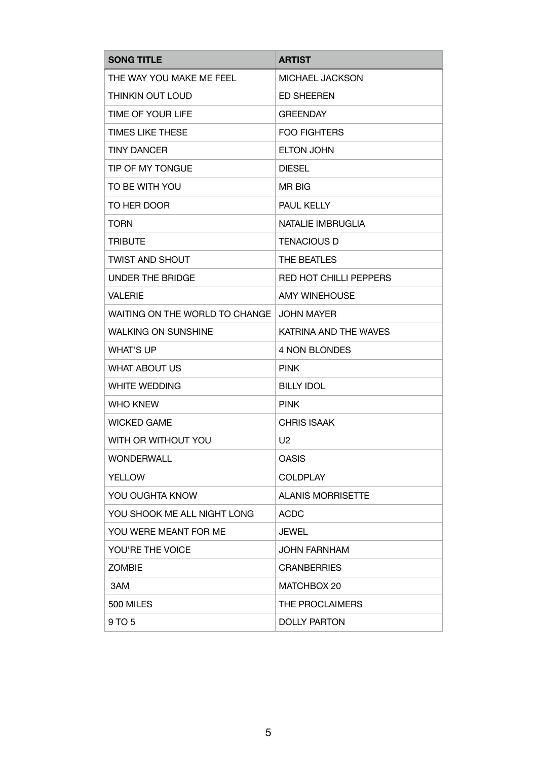| SONG TITLE | ARTIST |
|---|---|
| THE WAY YOU MAKE ME FEEL | MICHAEL JACKSON |
| THINKIN OUT LOUD | ED SHEEREN |
| TIME OF YOUR LIFE | GREENDAY |
| TIMES LIKE THESE | FOO FIGHTERS |
| TINY DANCER | ELTON JOHN |
| TIP OF MY TONGUE | DIESEL |
| TO BE WITH YOU | MR BIG |
| TO HER DOOR | PAUL KELLY |
| TORN | NATALIE IMBRUGLIA |
| TRIBUTE | TENACIOUS D |
| TWIST AND SHOUT | THE BEATLES |
| UNDER THE BRIDGE | RED HOT CHILLI PEPPERS |
| VALERIE | AMY WINEHOUSE |
| WAITING ON THE WORLD TO CHANGE | JOHN MAYER |
| WALKING ON SUNSHINE | KATRINA AND THE WAVES |
| WHAT'S UP | 4 NON BLONDES |
| WHAT ABOUT US | PINK |
| WHITE WEDDING | BILLY IDOL |
| WHO KNEW | PINK |
| WICKED GAME | CHRIS ISAAK |
| WITH OR WITHOUT YOU | U2 |
| WONDERWALL | OASIS |
| YELLOW | COLDPLAY |
| YOU OUGHTA KNOW | ALANIS MORRISETTE |
| YOU SHOOK ME ALL NIGHT LONG | ACDC |
| YOU WERE MEANT FOR ME | JEWEL |
| YOU'RE THE VOICE | JOHN FARNHAM |
| ZOMBIE | CRANBERRIES |
| 3AM | MATCHBOX 20 |
| 500 MILES | THE PROCLAIMERS |
| 9 TO 5 | DOLLY PARTON |